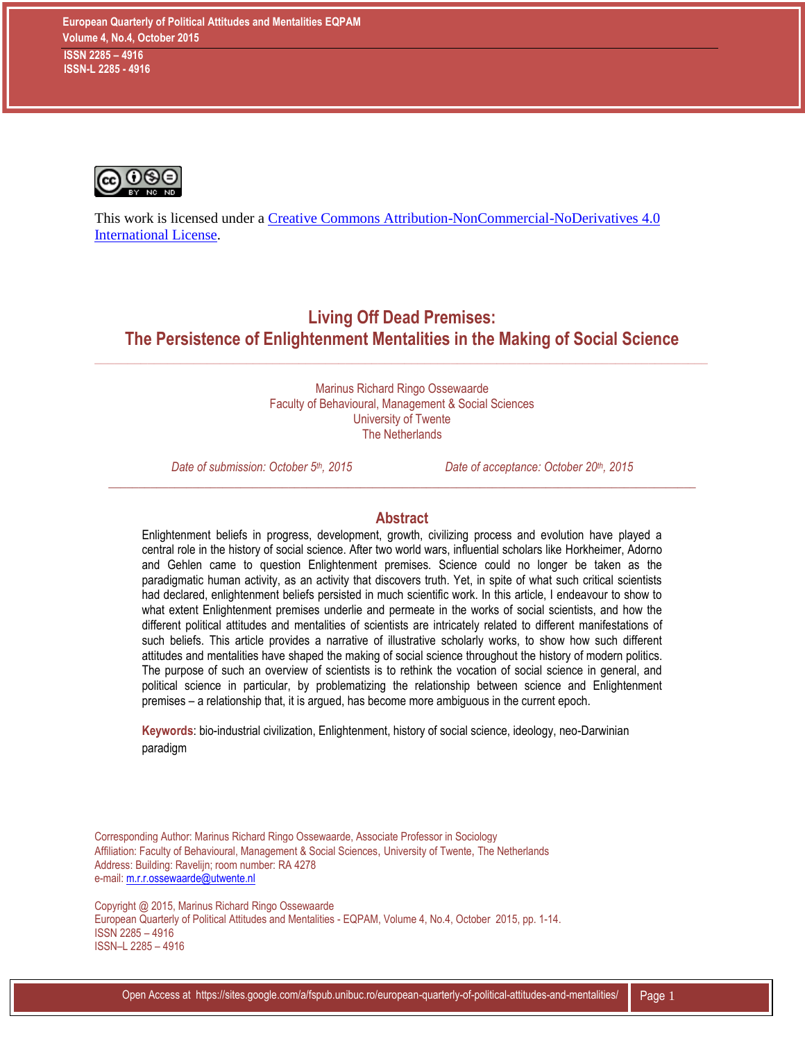This work is licensed under a [Creative Commons Attribution-NonCommercial-NoDerivatives 4.0 International License](https://creativecommons.org/licenses/by-nc-nd/4.0/).

# Living Off Dead Premises: The Persistence of Enlightenment Mentalities in the Making of Social Science

Marinus Richard Ringo Ossewaarde
Faculty of Behavioural, Management & Social Sciences
University of Twente
The Netherlands

*Date of submission: October 5th, 2015* *Date of acceptance: October 20th, 2015*

## Abstract

Enlightenment beliefs in progress, development, growth, civilizing process and evolution have played a central role in the history of social science. After two world wars, influential scholars like Horkheimer, Adorno and Gehlen came to question Enlightenment premises. Science could no longer be taken as the paradigmatic human activity, as an activity that discovers truth. Yet, in spite of what such critical scientists had declared, enlightenment beliefs persisted in much scientific work. In this article, I endeavour to show to what extent Enlightenment premises underlie and permeate in the works of social scientists, and how the different political attitudes and mentalities of scientists are intricately related to different manifestations of such beliefs. This article provides a narrative of illustrative scholarly works, to show how such different attitudes and mentalities have shaped the making of social science throughout the history of modern politics. The purpose of such an overview of scientists is to rethink the vocation of social science in general, and political science in particular, by problematizing the relationship between science and Enlightenment premises – a relationship that, it is argued, has become more ambiguous in the current epoch.

**Keywords**: bio-industrial civilization, Enlightenment, history of social science, ideology, neo-Darwinian paradigm

Corresponding Author: Marinus Richard Ringo Ossewaarde, Associate Professor in Sociology
Affiliation: Faculty of Behavioural, Management & Social Sciences, University of Twente, The Netherlands
Address: Building: Ravelijn; room number: RA 4278
e-mail: m.r.r.ossewaarde@utwente.nl

Copyright @ 2015, Marinus Richard Ringo Ossewaarde
European Quarterly of Political Attitudes and Mentalities - EQPAM, Volume 4, No.4, October 2015, pp. 1-14.
ISSN 2285 – 4916
ISSN–L 2285 – 4916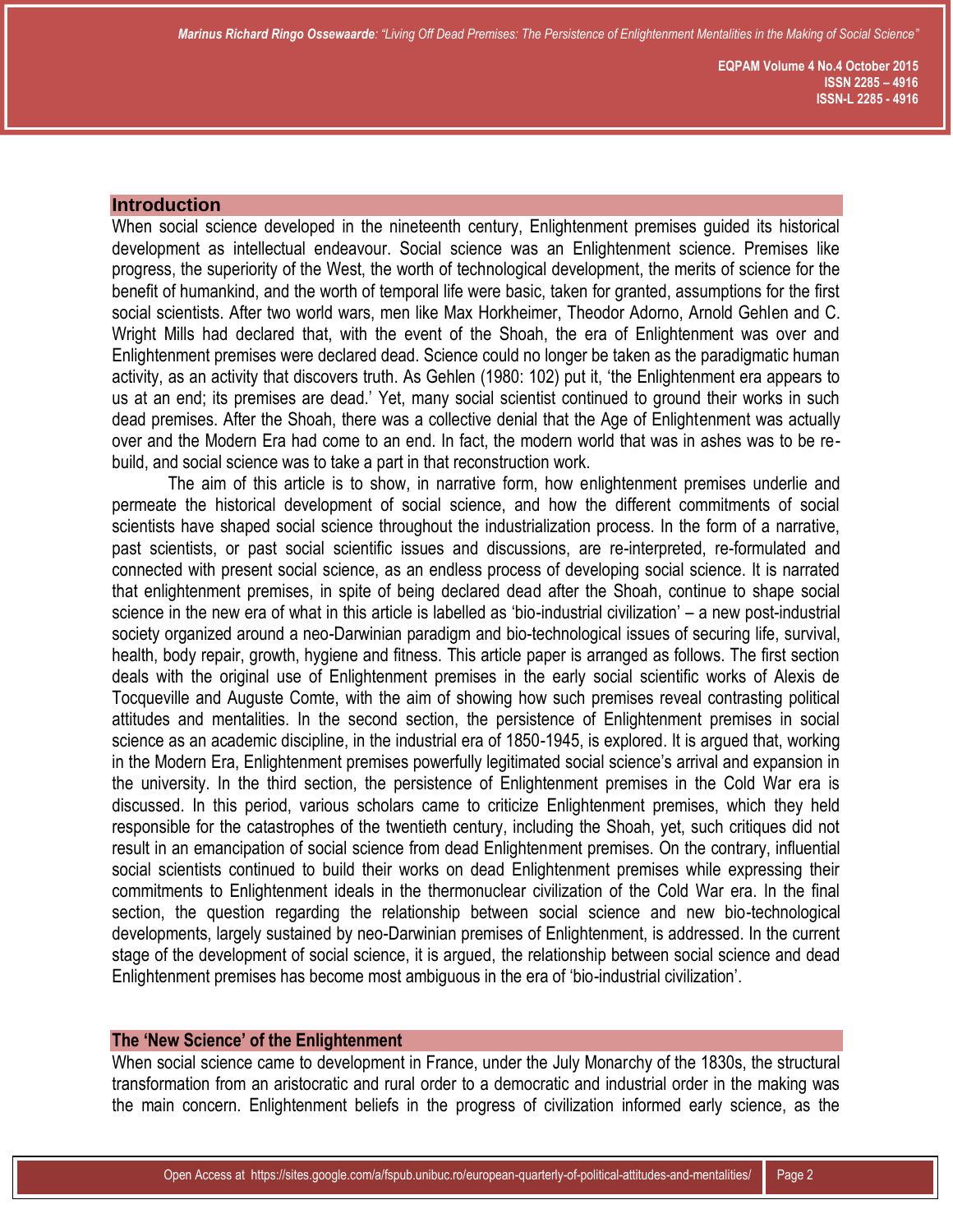## Introduction

When social science developed in the nineteenth century, Enlightenment premises guided its historical development as intellectual endeavour. Social science was an Enlightenment science. Premises like progress, the superiority of the West, the worth of technological development, the merits of science for the benefit of humankind, and the worth of temporal life were basic, taken for granted, assumptions for the first social scientists. After two world wars, men like Max Horkheimer, Theodor Adorno, Arnold Gehlen and C. Wright Mills had declared that, with the event of the Shoah, the era of Enlightenment was over and Enlightenment premises were declared dead. Science could no longer be taken as the paradigmatic human activity, as an activity that discovers truth. As Gehlen (1980: 102) put it, 'the Enlightenment era appears to us at an end; its premises are dead.' Yet, many social scientist continued to ground their works in such dead premises. After the Shoah, there was a collective denial that the Age of Enlightenment was actually over and the Modern Era had come to an end. In fact, the modern world that was in ashes was to be re-build, and social science was to take a part in that reconstruction work.

The aim of this article is to show, in narrative form, how enlightenment premises underlie and permeate the historical development of social science, and how the different commitments of social scientists have shaped social science throughout the industrialization process. In the form of a narrative, past scientists, or past social scientific issues and discussions, are re-interpreted, re-formulated and connected with present social science, as an endless process of developing social science. It is narrated that enlightenment premises, in spite of being declared dead after the Shoah, continue to shape social science in the new era of what in this article is labelled as 'bio-industrial civilization' – a new post-industrial society organized around a neo-Darwinian paradigm and bio-technological issues of securing life, survival, health, body repair, growth, hygiene and fitness. This article paper is arranged as follows. The first section deals with the original use of Enlightenment premises in the early social scientific works of Alexis de Tocqueville and Auguste Comte, with the aim of showing how such premises reveal contrasting political attitudes and mentalities. In the second section, the persistence of Enlightenment premises in social science as an academic discipline, in the industrial era of 1850-1945, is explored. It is argued that, working in the Modern Era, Enlightenment premises powerfully legitimated social science's arrival and expansion in the university. In the third section, the persistence of Enlightenment premises in the Cold War era is discussed. In this period, various scholars came to criticize Enlightenment premises, which they held responsible for the catastrophes of the twentieth century, including the Shoah, yet, such critiques did not result in an emancipation of social science from dead Enlightenment premises. On the contrary, influential social scientists continued to build their works on dead Enlightenment premises while expressing their commitments to Enlightenment ideals in the thermonuclear civilization of the Cold War era. In the final section, the question regarding the relationship between social science and new bio-technological developments, largely sustained by neo-Darwinian premises of Enlightenment, is addressed. In the current stage of the development of social science, it is argued, the relationship between social science and dead Enlightenment premises has become most ambiguous in the era of 'bio-industrial civilization'.

## The 'New Science' of the Enlightenment

When social science came to development in France, under the July Monarchy of the 1830s, the structural transformation from an aristocratic and rural order to a democratic and industrial order in the making was the main concern. Enlightenment beliefs in the progress of civilization informed early science, as the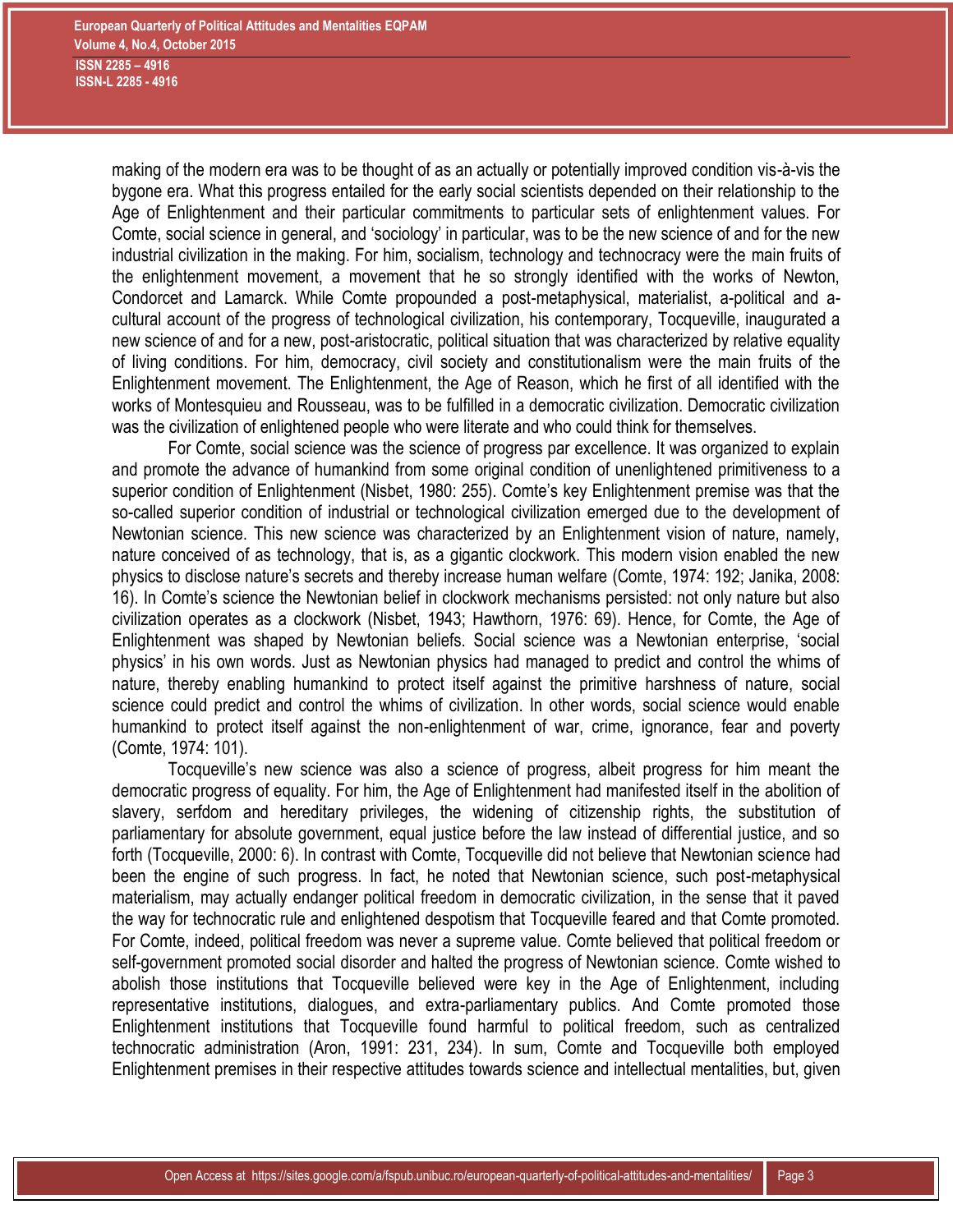making of the modern era was to be thought of as an actually or potentially improved condition vis-à-vis the bygone era. What this progress entailed for the early social scientists depended on their relationship to the Age of Enlightenment and their particular commitments to particular sets of enlightenment values. For Comte, social science in general, and 'sociology' in particular, was to be the new science of and for the new industrial civilization in the making. For him, socialism, technology and technocracy were the main fruits of the enlightenment movement, a movement that he so strongly identified with the works of Newton, Condorcet and Lamarck. While Comte propounded a post-metaphysical, materialist, a-political and a-cultural account of the progress of technological civilization, his contemporary, Tocqueville, inaugurated a new science of and for a new, post-aristocratic, political situation that was characterized by relative equality of living conditions. For him, democracy, civil society and constitutionalism were the main fruits of the Enlightenment movement. The Enlightenment, the Age of Reason, which he first of all identified with the works of Montesquieu and Rousseau, was to be fulfilled in a democratic civilization. Democratic civilization was the civilization of enlightened people who were literate and who could think for themselves.

For Comte, social science was the science of progress par excellence. It was organized to explain and promote the advance of humankind from some original condition of unenlightened primitiveness to a superior condition of Enlightenment (Nisbet, 1980: 255). Comte's key Enlightenment premise was that the so-called superior condition of industrial or technological civilization emerged due to the development of Newtonian science. This new science was characterized by an Enlightenment vision of nature, namely, nature conceived of as technology, that is, as a gigantic clockwork. This modern vision enabled the new physics to disclose nature's secrets and thereby increase human welfare (Comte, 1974: 192; Janika, 2008: 16). In Comte's science the Newtonian belief in clockwork mechanisms persisted: not only nature but also civilization operates as a clockwork (Nisbet, 1943; Hawthorn, 1976: 69). Hence, for Comte, the Age of Enlightenment was shaped by Newtonian beliefs. Social science was a Newtonian enterprise, 'social physics' in his own words. Just as Newtonian physics had managed to predict and control the whims of nature, thereby enabling humankind to protect itself against the primitive harshness of nature, social science could predict and control the whims of civilization. In other words, social science would enable humankind to protect itself against the non-enlightenment of war, crime, ignorance, fear and poverty (Comte, 1974: 101).

Tocqueville's new science was also a science of progress, albeit progress for him meant the democratic progress of equality. For him, the Age of Enlightenment had manifested itself in the abolition of slavery, serfdom and hereditary privileges, the widening of citizenship rights, the substitution of parliamentary for absolute government, equal justice before the law instead of differential justice, and so forth (Tocqueville, 2000: 6). In contrast with Comte, Tocqueville did not believe that Newtonian science had been the engine of such progress. In fact, he noted that Newtonian science, such post-metaphysical materialism, may actually endanger political freedom in democratic civilization, in the sense that it paved the way for technocratic rule and enlightened despotism that Tocqueville feared and that Comte promoted. For Comte, indeed, political freedom was never a supreme value. Comte believed that political freedom or self-government promoted social disorder and halted the progress of Newtonian science. Comte wished to abolish those institutions that Tocqueville believed were key in the Age of Enlightenment, including representative institutions, dialogues, and extra-parliamentary publics. And Comte promoted those Enlightenment institutions that Tocqueville found harmful to political freedom, such as centralized technocratic administration (Aron, 1991: 231, 234). In sum, Comte and Tocqueville both employed Enlightenment premises in their respective attitudes towards science and intellectual mentalities, but, given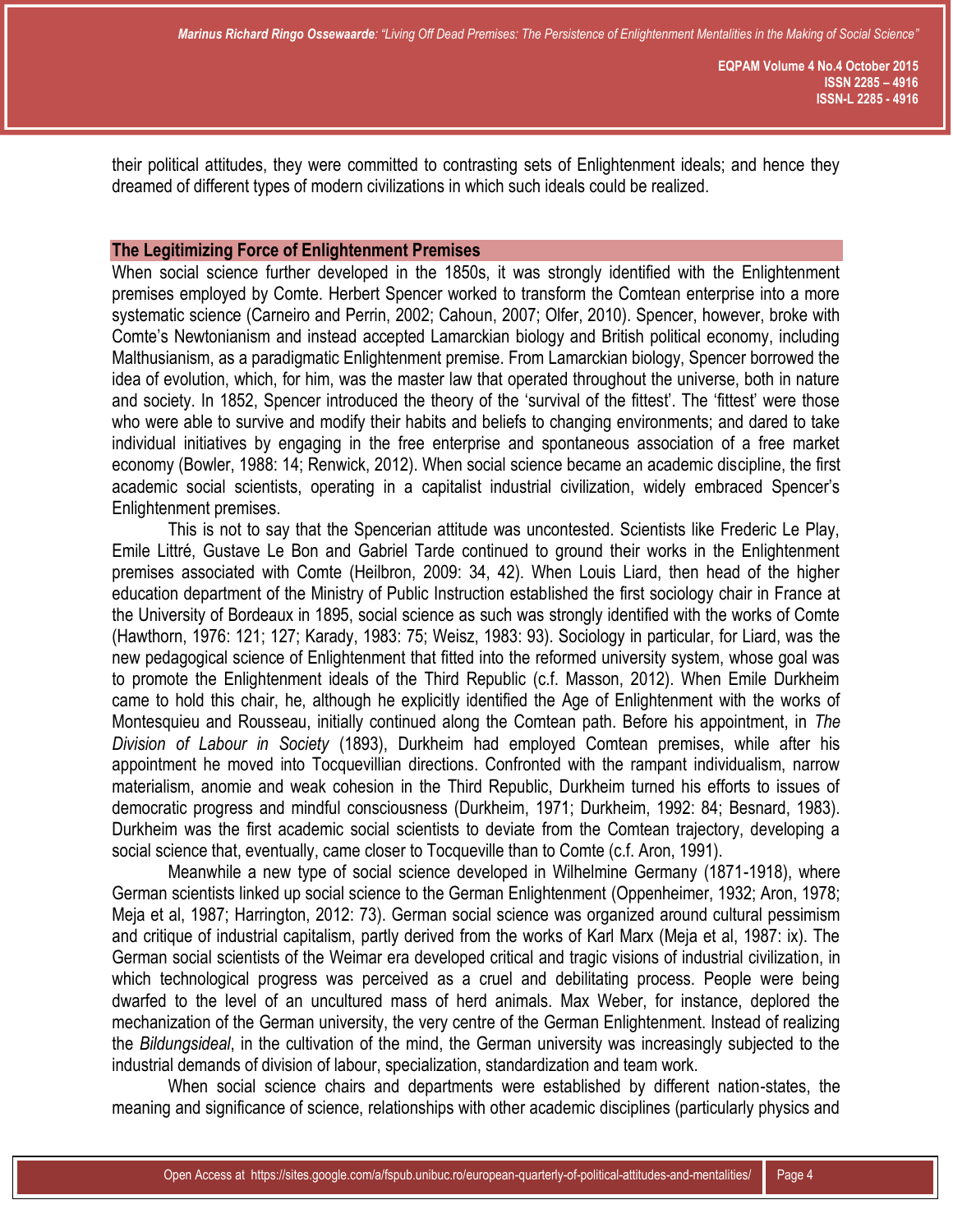their political attitudes, they were committed to contrasting sets of Enlightenment ideals; and hence they dreamed of different types of modern civilizations in which such ideals could be realized.

## The Legitimizing Force of Enlightenment Premises

When social science further developed in the 1850s, it was strongly identified with the Enlightenment premises employed by Comte. Herbert Spencer worked to transform the Comtean enterprise into a more systematic science (Carneiro and Perrin, 2002; Cahoun, 2007; Olfer, 2010). Spencer, however, broke with Comte's Newtonianism and instead accepted Lamarckian biology and British political economy, including Malthusianism, as a paradigmatic Enlightenment premise. From Lamarckian biology, Spencer borrowed the idea of evolution, which, for him, was the master law that operated throughout the universe, both in nature and society. In 1852, Spencer introduced the theory of the 'survival of the fittest'. The 'fittest' were those who were able to survive and modify their habits and beliefs to changing environments; and dared to take individual initiatives by engaging in the free enterprise and spontaneous association of a free market economy (Bowler, 1988: 14; Renwick, 2012). When social science became an academic discipline, the first academic social scientists, operating in a capitalist industrial civilization, widely embraced Spencer's Enlightenment premises.

This is not to say that the Spencerian attitude was uncontested. Scientists like Frederic Le Play, Emile Littré, Gustave Le Bon and Gabriel Tarde continued to ground their works in the Enlightenment premises associated with Comte (Heilbron, 2009: 34, 42). When Louis Liard, then head of the higher education department of the Ministry of Public Instruction established the first sociology chair in France at the University of Bordeaux in 1895, social science as such was strongly identified with the works of Comte (Hawthorn, 1976: 121; 127; Karady, 1983: 75; Weisz, 1983: 93). Sociology in particular, for Liard, was the new pedagogical science of Enlightenment that fitted into the reformed university system, whose goal was to promote the Enlightenment ideals of the Third Republic (c.f. Masson, 2012). When Emile Durkheim came to hold this chair, he, although he explicitly identified the Age of Enlightenment with the works of Montesquieu and Rousseau, initially continued along the Comtean path. Before his appointment, in *The Division of Labour in Society* (1893), Durkheim had employed Comtean premises, while after his appointment he moved into Tocquevillian directions. Confronted with the rampant individualism, narrow materialism, anomie and weak cohesion in the Third Republic, Durkheim turned his efforts to issues of democratic progress and mindful consciousness (Durkheim, 1971; Durkheim, 1992: 84; Besnard, 1983). Durkheim was the first academic social scientists to deviate from the Comtean trajectory, developing a social science that, eventually, came closer to Tocqueville than to Comte (c.f. Aron, 1991).

Meanwhile a new type of social science developed in Wilhelmine Germany (1871-1918), where German scientists linked up social science to the German Enlightenment (Oppenheimer, 1932; Aron, 1978; Meja et al, 1987; Harrington, 2012: 73). German social science was organized around cultural pessimism and critique of industrial capitalism, partly derived from the works of Karl Marx (Meja et al, 1987: ix). The German social scientists of the Weimar era developed critical and tragic visions of industrial civilization, in which technological progress was perceived as a cruel and debilitating process. People were being dwarfed to the level of an uncultured mass of herd animals. Max Weber, for instance, deplored the mechanization of the German university, the very centre of the German Enlightenment. Instead of realizing the *Bildungsideal*, in the cultivation of the mind, the German university was increasingly subjected to the industrial demands of division of labour, specialization, standardization and team work.

When social science chairs and departments were established by different nation-states, the meaning and significance of science, relationships with other academic disciplines (particularly physics and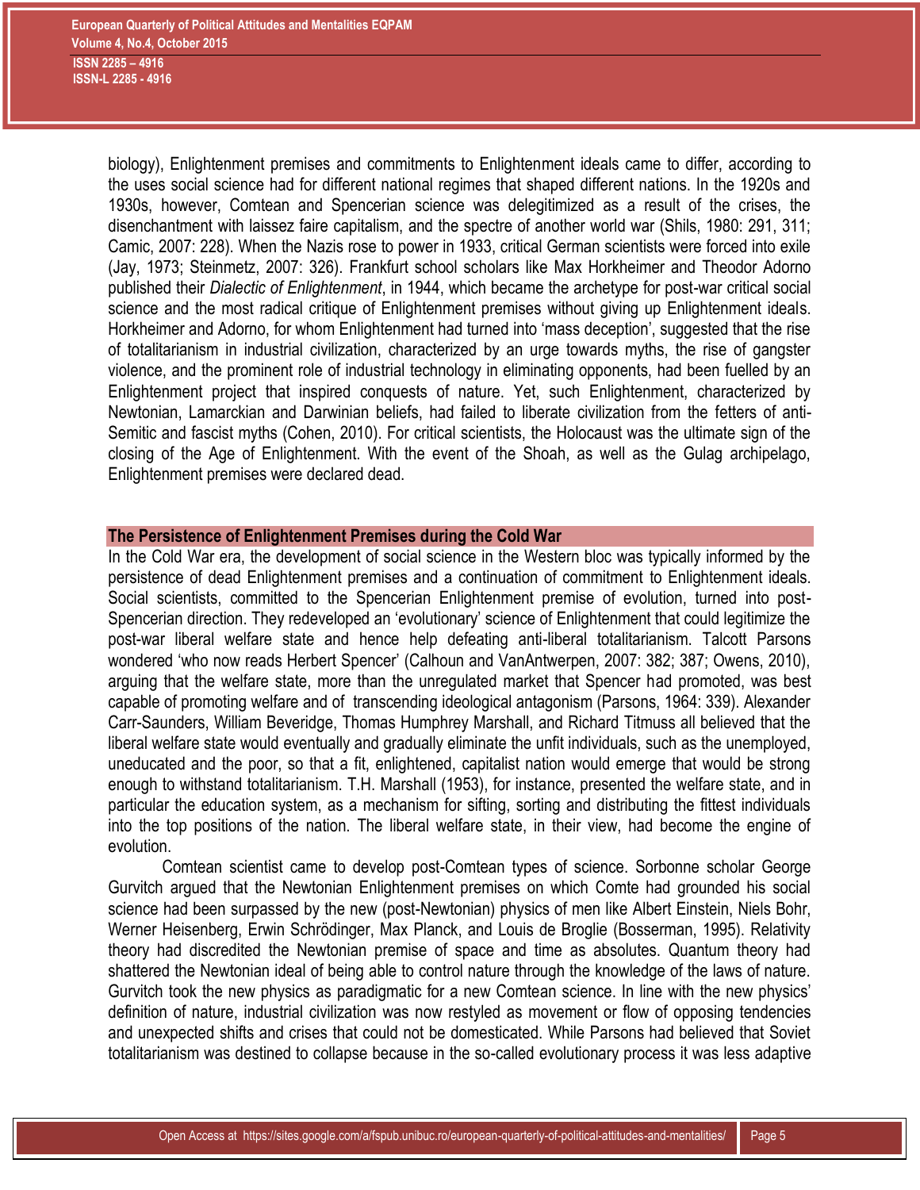biology), Enlightenment premises and commitments to Enlightenment ideals came to differ, according to the uses social science had for different national regimes that shaped different nations. In the 1920s and 1930s, however, Comtean and Spencerian science was delegitimized as a result of the crises, the disenchantment with laissez faire capitalism, and the spectre of another world war (Shils, 1980: 291, 311; Camic, 2007: 228). When the Nazis rose to power in 1933, critical German scientists were forced into exile (Jay, 1973; Steinmetz, 2007: 326). Frankfurt school scholars like Max Horkheimer and Theodor Adorno published their *Dialectic of Enlightenment*, in 1944, which became the archetype for post-war critical social science and the most radical critique of Enlightenment premises without giving up Enlightenment ideals. Horkheimer and Adorno, for whom Enlightenment had turned into 'mass deception', suggested that the rise of totalitarianism in industrial civilization, characterized by an urge towards myths, the rise of gangster violence, and the prominent role of industrial technology in eliminating opponents, had been fuelled by an Enlightenment project that inspired conquests of nature. Yet, such Enlightenment, characterized by Newtonian, Lamarckian and Darwinian beliefs, had failed to liberate civilization from the fetters of anti-Semitic and fascist myths (Cohen, 2010). For critical scientists, the Holocaust was the ultimate sign of the closing of the Age of Enlightenment. With the event of the Shoah, as well as the Gulag archipelago, Enlightenment premises were declared dead.

## The Persistence of Enlightenment Premises during the Cold War

In the Cold War era, the development of social science in the Western bloc was typically informed by the persistence of dead Enlightenment premises and a continuation of commitment to Enlightenment ideals. Social scientists, committed to the Spencerian Enlightenment premise of evolution, turned into post-Spencerian direction. They redeveloped an 'evolutionary' science of Enlightenment that could legitimize the post-war liberal welfare state and hence help defeating anti-liberal totalitarianism. Talcott Parsons wondered 'who now reads Herbert Spencer' (Calhoun and VanAntwerpen, 2007: 382; 387; Owens, 2010), arguing that the welfare state, more than the unregulated market that Spencer had promoted, was best capable of promoting welfare and of transcending ideological antagonism (Parsons, 1964: 339). Alexander Carr-Saunders, William Beveridge, Thomas Humphrey Marshall, and Richard Titmuss all believed that the liberal welfare state would eventually and gradually eliminate the unfit individuals, such as the unemployed, uneducated and the poor, so that a fit, enlightened, capitalist nation would emerge that would be strong enough to withstand totalitarianism. T.H. Marshall (1953), for instance, presented the welfare state, and in particular the education system, as a mechanism for sifting, sorting and distributing the fittest individuals into the top positions of the nation. The liberal welfare state, in their view, had become the engine of evolution.

Comtean scientist came to develop post-Comtean types of science. Sorbonne scholar George Gurvitch argued that the Newtonian Enlightenment premises on which Comte had grounded his social science had been surpassed by the new (post-Newtonian) physics of men like Albert Einstein, Niels Bohr, Werner Heisenberg, Erwin Schrödinger, Max Planck, and Louis de Broglie (Bosserman, 1995). Relativity theory had discredited the Newtonian premise of space and time as absolutes. Quantum theory had shattered the Newtonian ideal of being able to control nature through the knowledge of the laws of nature. Gurvitch took the new physics as paradigmatic for a new Comtean science. In line with the new physics' definition of nature, industrial civilization was now restyled as movement or flow of opposing tendencies and unexpected shifts and crises that could not be domesticated. While Parsons had believed that Soviet totalitarianism was destined to collapse because in the so-called evolutionary process it was less adaptive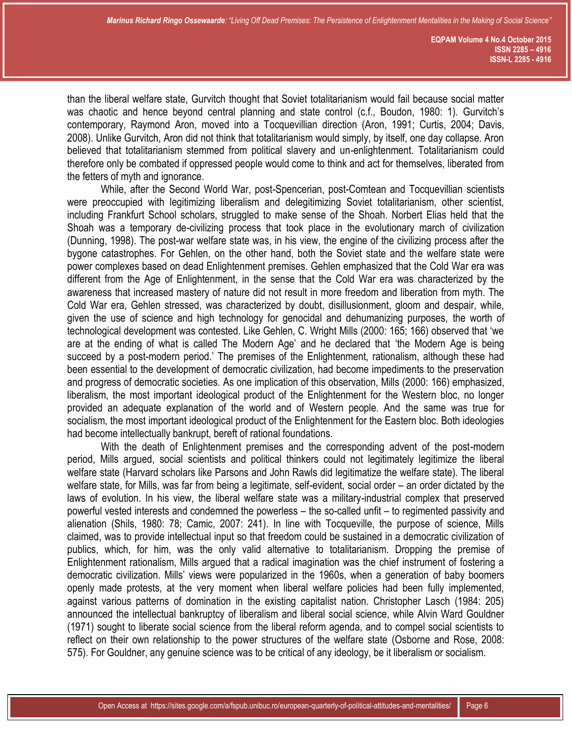than the liberal welfare state, Gurvitch thought that Soviet totalitarianism would fail because social matter was chaotic and hence beyond central planning and state control (c.f., Boudon, 1980: 1). Gurvitch's contemporary, Raymond Aron, moved into a Tocquevillian direction (Aron, 1991; Curtis, 2004; Davis, 2008). Unlike Gurvitch, Aron did not think that totalitarianism would simply, by itself, one day collapse. Aron believed that totalitarianism stemmed from political slavery and un-enlightenment. Totalitarianism could therefore only be combated if oppressed people would come to think and act for themselves, liberated from the fetters of myth and ignorance.

While, after the Second World War, post-Spencerian, post-Comtean and Tocquevillian scientists were preoccupied with legitimizing liberalism and delegitimizing Soviet totalitarianism, other scientist, including Frankfurt School scholars, struggled to make sense of the Shoah. Norbert Elias held that the Shoah was a temporary de-civilizing process that took place in the evolutionary march of civilization (Dunning, 1998). The post-war welfare state was, in his view, the engine of the civilizing process after the bygone catastrophes. For Gehlen, on the other hand, both the Soviet state and the welfare state were power complexes based on dead Enlightenment premises. Gehlen emphasized that the Cold War era was different from the Age of Enlightenment, in the sense that the Cold War era was characterized by the awareness that increased mastery of nature did not result in more freedom and liberation from myth. The Cold War era, Gehlen stressed, was characterized by doubt, disillusionment, gloom and despair, while, given the use of science and high technology for genocidal and dehumanizing purposes, the worth of technological development was contested. Like Gehlen, C. Wright Mills (2000: 165; 166) observed that 'we are at the ending of what is called The Modern Age' and he declared that 'the Modern Age is being succeed by a post-modern period.' The premises of the Enlightenment, rationalism, although these had been essential to the development of democratic civilization, had become impediments to the preservation and progress of democratic societies. As one implication of this observation, Mills (2000: 166) emphasized, liberalism, the most important ideological product of the Enlightenment for the Western bloc, no longer provided an adequate explanation of the world and of Western people. And the same was true for socialism, the most important ideological product of the Enlightenment for the Eastern bloc. Both ideologies had become intellectually bankrupt, bereft of rational foundations.

With the death of Enlightenment premises and the corresponding advent of the post-modern period, Mills argued, social scientists and political thinkers could not legitimately legitimize the liberal welfare state (Harvard scholars like Parsons and John Rawls did legitimatize the welfare state). The liberal welfare state, for Mills, was far from being a legitimate, self-evident, social order – an order dictated by the laws of evolution. In his view, the liberal welfare state was a military-industrial complex that preserved powerful vested interests and condemned the powerless – the so-called unfit – to regimented passivity and alienation (Shils, 1980: 78; Camic, 2007: 241). In line with Tocqueville, the purpose of science, Mills claimed, was to provide intellectual input so that freedom could be sustained in a democratic civilization of publics, which, for him, was the only valid alternative to totalitarianism. Dropping the premise of Enlightenment rationalism, Mills argued that a radical imagination was the chief instrument of fostering a democratic civilization. Mills' views were popularized in the 1960s, when a generation of baby boomers openly made protests, at the very moment when liberal welfare policies had been fully implemented, against various patterns of domination in the existing capitalist nation. Christopher Lasch (1984: 205) announced the intellectual bankruptcy of liberalism and liberal social science, while Alvin Ward Gouldner (1971) sought to liberate social science from the liberal reform agenda, and to compel social scientists to reflect on their own relationship to the power structures of the welfare state (Osborne and Rose, 2008: 575). For Gouldner, any genuine science was to be critical of any ideology, be it liberalism or socialism.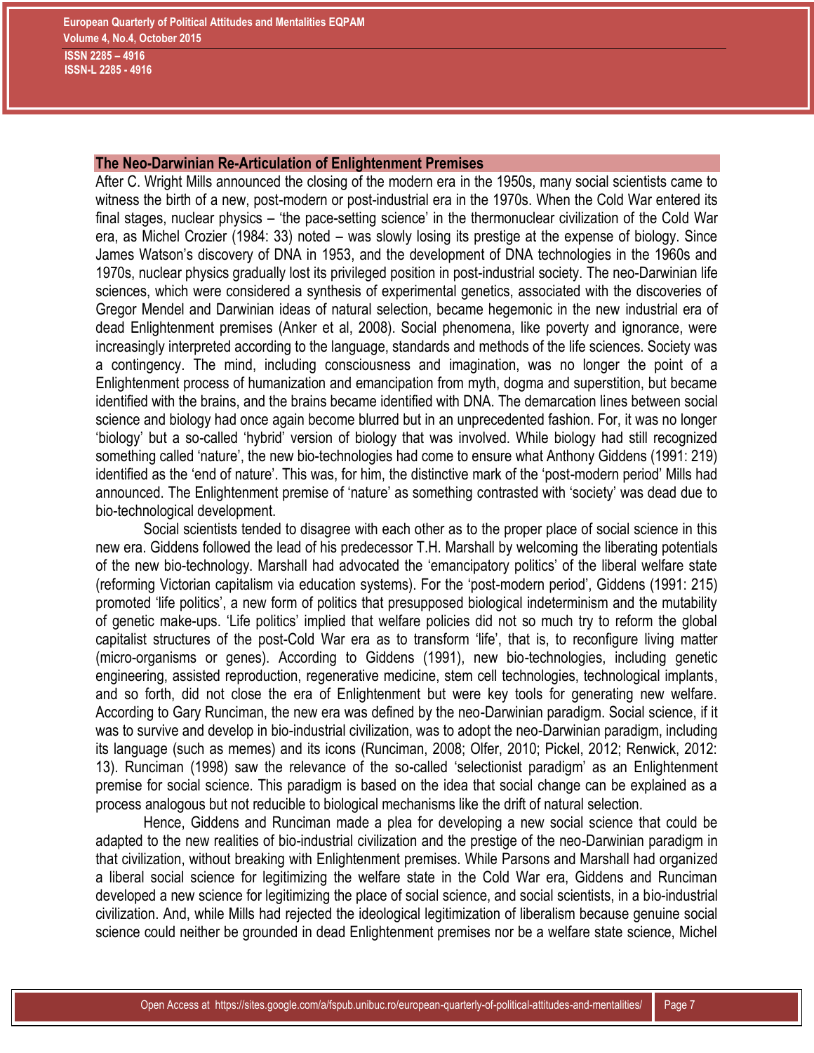## The Neo-Darwinian Re-Articulation of Enlightenment Premises

After C. Wright Mills announced the closing of the modern era in the 1950s, many social scientists came to witness the birth of a new, post-modern or post-industrial era in the 1970s. When the Cold War entered its final stages, nuclear physics – 'the pace-setting science' in the thermonuclear civilization of the Cold War era, as Michel Crozier (1984: 33) noted – was slowly losing its prestige at the expense of biology. Since James Watson's discovery of DNA in 1953, and the development of DNA technologies in the 1960s and 1970s, nuclear physics gradually lost its privileged position in post-industrial society. The neo-Darwinian life sciences, which were considered a synthesis of experimental genetics, associated with the discoveries of Gregor Mendel and Darwinian ideas of natural selection, became hegemonic in the new industrial era of dead Enlightenment premises (Anker et al, 2008). Social phenomena, like poverty and ignorance, were increasingly interpreted according to the language, standards and methods of the life sciences. Society was a contingency. The mind, including consciousness and imagination, was no longer the point of a Enlightenment process of humanization and emancipation from myth, dogma and superstition, but became identified with the brains, and the brains became identified with DNA. The demarcation lines between social science and biology had once again become blurred but in an unprecedented fashion. For, it was no longer 'biology' but a so-called 'hybrid' version of biology that was involved. While biology had still recognized something called 'nature', the new bio-technologies had come to ensure what Anthony Giddens (1991: 219) identified as the 'end of nature'. This was, for him, the distinctive mark of the 'post-modern period' Mills had announced. The Enlightenment premise of 'nature' as something contrasted with 'society' was dead due to bio-technological development.

Social scientists tended to disagree with each other as to the proper place of social science in this new era. Giddens followed the lead of his predecessor T.H. Marshall by welcoming the liberating potentials of the new bio-technology. Marshall had advocated the 'emancipatory politics' of the liberal welfare state (reforming Victorian capitalism via education systems). For the 'post-modern period', Giddens (1991: 215) promoted 'life politics', a new form of politics that presupposed biological indeterminism and the mutability of genetic make-ups. 'Life politics' implied that welfare policies did not so much try to reform the global capitalist structures of the post-Cold War era as to transform 'life', that is, to reconfigure living matter (micro-organisms or genes). According to Giddens (1991), new bio-technologies, including genetic engineering, assisted reproduction, regenerative medicine, stem cell technologies, technological implants, and so forth, did not close the era of Enlightenment but were key tools for generating new welfare. According to Gary Runciman, the new era was defined by the neo-Darwinian paradigm. Social science, if it was to survive and develop in bio-industrial civilization, was to adopt the neo-Darwinian paradigm, including its language (such as memes) and its icons (Runciman, 2008; Olfer, 2010; Pickel, 2012; Renwick, 2012: 13). Runciman (1998) saw the relevance of the so-called 'selectionist paradigm' as an Enlightenment premise for social science. This paradigm is based on the idea that social change can be explained as a process analogous but not reducible to biological mechanisms like the drift of natural selection.

Hence, Giddens and Runciman made a plea for developing a new social science that could be adapted to the new realities of bio-industrial civilization and the prestige of the neo-Darwinian paradigm in that civilization, without breaking with Enlightenment premises. While Parsons and Marshall had organized a liberal social science for legitimizing the welfare state in the Cold War era, Giddens and Runciman developed a new science for legitimizing the place of social science, and social scientists, in a bio-industrial civilization. And, while Mills had rejected the ideological legitimization of liberalism because genuine social science could neither be grounded in dead Enlightenment premises nor be a welfare state science, Michel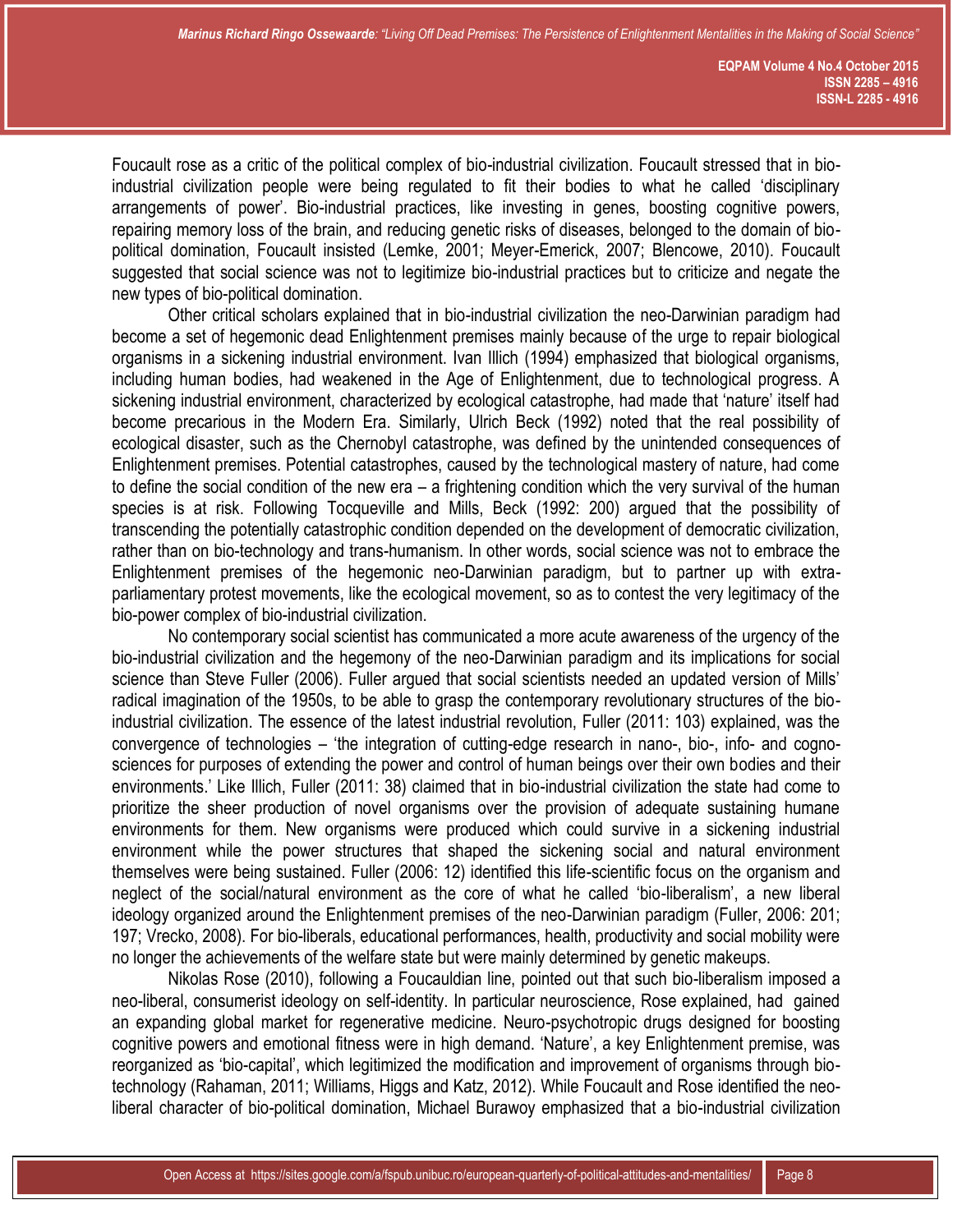Foucault rose as a critic of the political complex of bio-industrial civilization. Foucault stressed that in bio-industrial civilization people were being regulated to fit their bodies to what he called 'disciplinary arrangements of power'. Bio-industrial practices, like investing in genes, boosting cognitive powers, repairing memory loss of the brain, and reducing genetic risks of diseases, belonged to the domain of bio-political domination, Foucault insisted (Lemke, 2001; Meyer-Emerick, 2007; Blencowe, 2010). Foucault suggested that social science was not to legitimize bio-industrial practices but to criticize and negate the new types of bio-political domination.

Other critical scholars explained that in bio-industrial civilization the neo-Darwinian paradigm had become a set of hegemonic dead Enlightenment premises mainly because of the urge to repair biological organisms in a sickening industrial environment. Ivan Illich (1994) emphasized that biological organisms, including human bodies, had weakened in the Age of Enlightenment, due to technological progress. A sickening industrial environment, characterized by ecological catastrophe, had made that 'nature' itself had become precarious in the Modern Era. Similarly, Ulrich Beck (1992) noted that the real possibility of ecological disaster, such as the Chernobyl catastrophe, was defined by the unintended consequences of Enlightenment premises. Potential catastrophes, caused by the technological mastery of nature, had come to define the social condition of the new era – a frightening condition which the very survival of the human species is at risk. Following Tocqueville and Mills, Beck (1992: 200) argued that the possibility of transcending the potentially catastrophic condition depended on the development of democratic civilization, rather than on bio-technology and trans-humanism. In other words, social science was not to embrace the Enlightenment premises of the hegemonic neo-Darwinian paradigm, but to partner up with extra-parliamentary protest movements, like the ecological movement, so as to contest the very legitimacy of the bio-power complex of bio-industrial civilization.

No contemporary social scientist has communicated a more acute awareness of the urgency of the bio-industrial civilization and the hegemony of the neo-Darwinian paradigm and its implications for social science than Steve Fuller (2006). Fuller argued that social scientists needed an updated version of Mills' radical imagination of the 1950s, to be able to grasp the contemporary revolutionary structures of the bio-industrial civilization. The essence of the latest industrial revolution, Fuller (2011: 103) explained, was the convergence of technologies – 'the integration of cutting-edge research in nano-, bio-, info- and cogno-sciences for purposes of extending the power and control of human beings over their own bodies and their environments.' Like Illich, Fuller (2011: 38) claimed that in bio-industrial civilization the state had come to prioritize the sheer production of novel organisms over the provision of adequate sustaining humane environments for them. New organisms were produced which could survive in a sickening industrial environment while the power structures that shaped the sickening social and natural environment themselves were being sustained. Fuller (2006: 12) identified this life-scientific focus on the organism and neglect of the social/natural environment as the core of what he called 'bio-liberalism', a new liberal ideology organized around the Enlightenment premises of the neo-Darwinian paradigm (Fuller, 2006: 201; 197; Vrecko, 2008). For bio-liberals, educational performances, health, productivity and social mobility were no longer the achievements of the welfare state but were mainly determined by genetic makeups.

Nikolas Rose (2010), following a Foucauldian line, pointed out that such bio-liberalism imposed a neo-liberal, consumerist ideology on self-identity. In particular neuroscience, Rose explained, had gained an expanding global market for regenerative medicine. Neuro-psychotropic drugs designed for boosting cognitive powers and emotional fitness were in high demand. 'Nature', a key Enlightenment premise, was reorganized as 'bio-capital', which legitimized the modification and improvement of organisms through bio-technology (Rahaman, 2011; Williams, Higgs and Katz, 2012). While Foucault and Rose identified the neo-liberal character of bio-political domination, Michael Burawoy emphasized that a bio-industrial civilization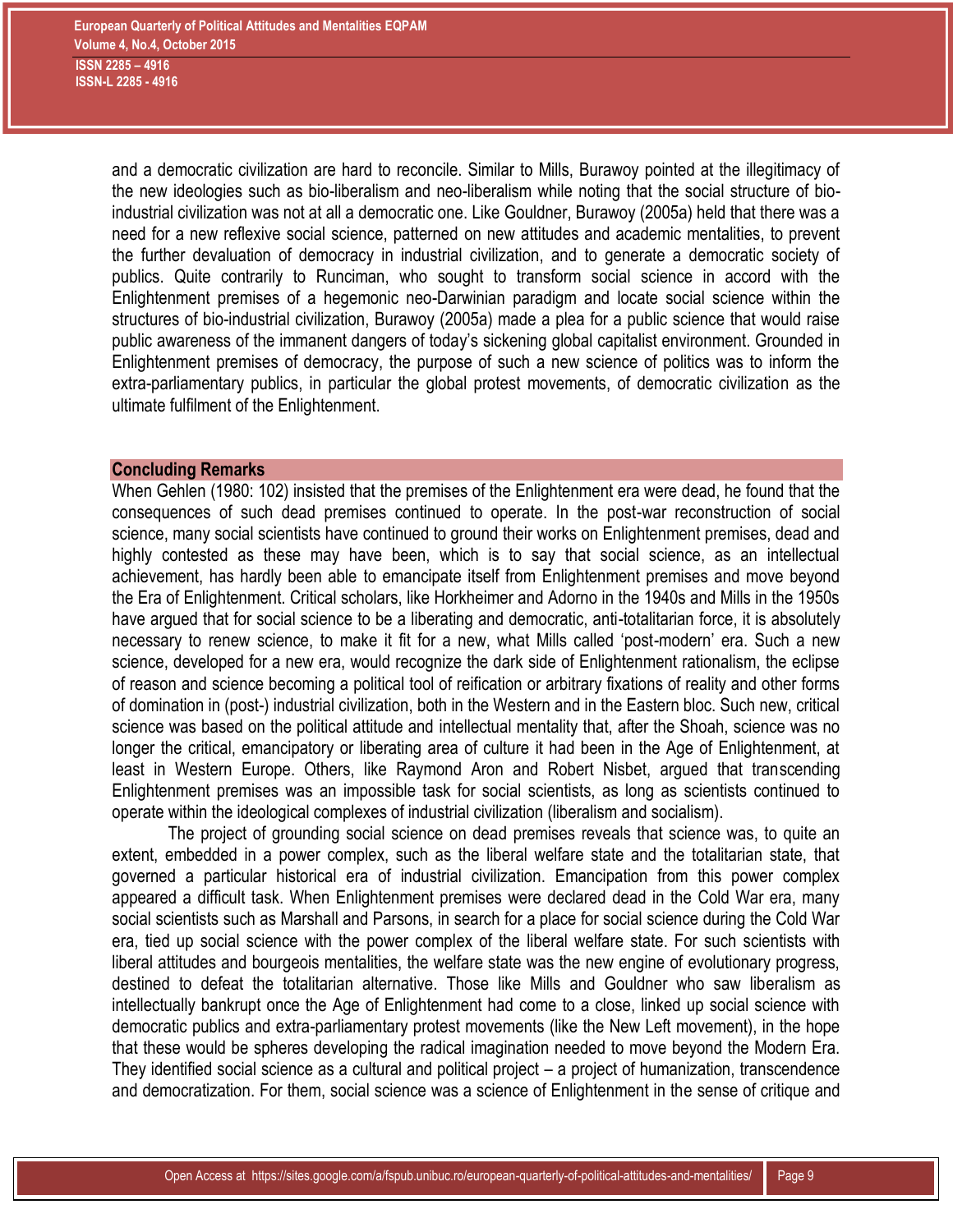and a democratic civilization are hard to reconcile. Similar to Mills, Burawoy pointed at the illegitimacy of the new ideologies such as bio-liberalism and neo-liberalism while noting that the social structure of bio-industrial civilization was not at all a democratic one. Like Gouldner, Burawoy (2005a) held that there was a need for a new reflexive social science, patterned on new attitudes and academic mentalities, to prevent the further devaluation of democracy in industrial civilization, and to generate a democratic society of publics. Quite contrarily to Runciman, who sought to transform social science in accord with the Enlightenment premises of a hegemonic neo-Darwinian paradigm and locate social science within the structures of bio-industrial civilization, Burawoy (2005a) made a plea for a public science that would raise public awareness of the immanent dangers of today's sickening global capitalist environment. Grounded in Enlightenment premises of democracy, the purpose of such a new science of politics was to inform the extra-parliamentary publics, in particular the global protest movements, of democratic civilization as the ultimate fulfilment of the Enlightenment.

## Concluding Remarks

When Gehlen (1980: 102) insisted that the premises of the Enlightenment era were dead, he found that the consequences of such dead premises continued to operate. In the post-war reconstruction of social science, many social scientists have continued to ground their works on Enlightenment premises, dead and highly contested as these may have been, which is to say that social science, as an intellectual achievement, has hardly been able to emancipate itself from Enlightenment premises and move beyond the Era of Enlightenment. Critical scholars, like Horkheimer and Adorno in the 1940s and Mills in the 1950s have argued that for social science to be a liberating and democratic, anti-totalitarian force, it is absolutely necessary to renew science, to make it fit for a new, what Mills called 'post-modern' era. Such a new science, developed for a new era, would recognize the dark side of Enlightenment rationalism, the eclipse of reason and science becoming a political tool of reification or arbitrary fixations of reality and other forms of domination in (post-) industrial civilization, both in the Western and in the Eastern bloc. Such new, critical science was based on the political attitude and intellectual mentality that, after the Shoah, science was no longer the critical, emancipatory or liberating area of culture it had been in the Age of Enlightenment, at least in Western Europe. Others, like Raymond Aron and Robert Nisbet, argued that transcending Enlightenment premises was an impossible task for social scientists, as long as scientists continued to operate within the ideological complexes of industrial civilization (liberalism and socialism).

The project of grounding social science on dead premises reveals that science was, to quite an extent, embedded in a power complex, such as the liberal welfare state and the totalitarian state, that governed a particular historical era of industrial civilization. Emancipation from this power complex appeared a difficult task. When Enlightenment premises were declared dead in the Cold War era, many social scientists such as Marshall and Parsons, in search for a place for social science during the Cold War era, tied up social science with the power complex of the liberal welfare state. For such scientists with liberal attitudes and bourgeois mentalities, the welfare state was the new engine of evolutionary progress, destined to defeat the totalitarian alternative. Those like Mills and Gouldner who saw liberalism as intellectually bankrupt once the Age of Enlightenment had come to a close, linked up social science with democratic publics and extra-parliamentary protest movements (like the New Left movement), in the hope that these would be spheres developing the radical imagination needed to move beyond the Modern Era. They identified social science as a cultural and political project – a project of humanization, transcendence and democratization. For them, social science was a science of Enlightenment in the sense of critique and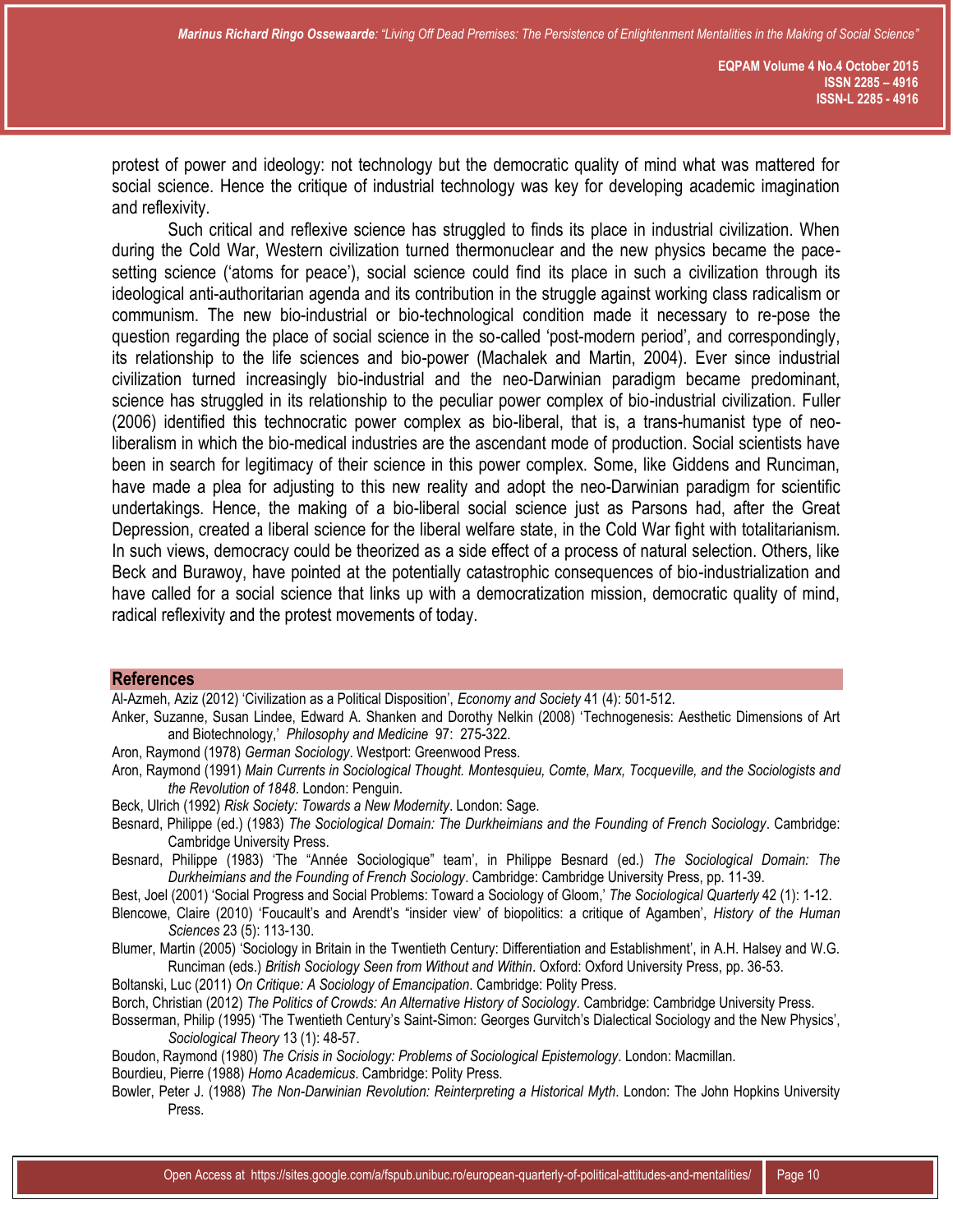protest of power and ideology: not technology but the democratic quality of mind what was mattered for social science. Hence the critique of industrial technology was key for developing academic imagination and reflexivity.

Such critical and reflexive science has struggled to finds its place in industrial civilization. When during the Cold War, Western civilization turned thermonuclear and the new physics became the pace-setting science ('atoms for peace'), social science could find its place in such a civilization through its ideological anti-authoritarian agenda and its contribution in the struggle against working class radicalism or communism. The new bio-industrial or bio-technological condition made it necessary to re-pose the question regarding the place of social science in the so-called 'post-modern period', and correspondingly, its relationship to the life sciences and bio-power (Machalek and Martin, 2004). Ever since industrial civilization turned increasingly bio-industrial and the neo-Darwinian paradigm became predominant, science has struggled in its relationship to the peculiar power complex of bio-industrial civilization. Fuller (2006) identified this technocratic power complex as bio-liberal, that is, a trans-humanist type of neo-liberalism in which the bio-medical industries are the ascendant mode of production. Social scientists have been in search for legitimacy of their science in this power complex. Some, like Giddens and Runciman, have made a plea for adjusting to this new reality and adopt the neo-Darwinian paradigm for scientific undertakings. Hence, the making of a bio-liberal social science just as Parsons had, after the Great Depression, created a liberal science for the liberal welfare state, in the Cold War fight with totalitarianism. In such views, democracy could be theorized as a side effect of a process of natural selection. Others, like Beck and Burawoy, have pointed at the potentially catastrophic consequences of bio-industrialization and have called for a social science that links up with a democratization mission, democratic quality of mind, radical reflexivity and the protest movements of today.

## References

Al-Azmeh, Aziz (2012) 'Civilization as a Political Disposition', *Economy and Society* 41 (4): 501-512.

Anker, Suzanne, Susan Lindee, Edward A. Shanken and Dorothy Nelkin (2008) 'Technogenesis: Aesthetic Dimensions of Art and Biotechnology,' *Philosophy and Medicine* 97: 275-322.

Aron, Raymond (1978) *German Sociology*. Westport: Greenwood Press.

Aron, Raymond (1991) *Main Currents in Sociological Thought. Montesquieu, Comte, Marx, Tocqueville, and the Sociologists and the Revolution of 1848*. London: Penguin.

Beck, Ulrich (1992) *Risk Society: Towards a New Modernity*. London: Sage.

Besnard, Philippe (ed.) (1983) *The Sociological Domain: The Durkheimians and the Founding of French Sociology*. Cambridge: Cambridge University Press.

Besnard, Philippe (1983) 'The "Année Sociologique" team', in Philippe Besnard (ed.) *The Sociological Domain: The Durkheimians and the Founding of French Sociology*. Cambridge: Cambridge University Press, pp. 11-39.

Best, Joel (2001) 'Social Progress and Social Problems: Toward a Sociology of Gloom,' *The Sociological Quarterly* 42 (1): 1-12.

Blencowe, Claire (2010) 'Foucault's and Arendt's "insider view" of biopolitics: a critique of Agamben', *History of the Human Sciences* 23 (5): 113-130.

Blumer, Martin (2005) 'Sociology in Britain in the Twentieth Century: Differentiation and Establishment', in A.H. Halsey and W.G. Runciman (eds.) *British Sociology Seen from Without and Within*. Oxford: Oxford University Press, pp. 36-53.

Boltanski, Luc (2011) *On Critique: A Sociology of Emancipation*. Cambridge: Polity Press.

Borch, Christian (2012) *The Politics of Crowds: An Alternative History of Sociology*. Cambridge: Cambridge University Press.

Bosserman, Philip (1995) 'The Twentieth Century's Saint-Simon: Georges Gurvitch's Dialectical Sociology and the New Physics', *Sociological Theory* 13 (1): 48-57.

Boudon, Raymond (1980) *The Crisis in Sociology: Problems of Sociological Epistemology*. London: Macmillan.

Bourdieu, Pierre (1988) *Homo Academicus*. Cambridge: Polity Press.

Bowler, Peter J. (1988) *The Non-Darwinian Revolution: Reinterpreting a Historical Myth*. London: The John Hopkins University Press.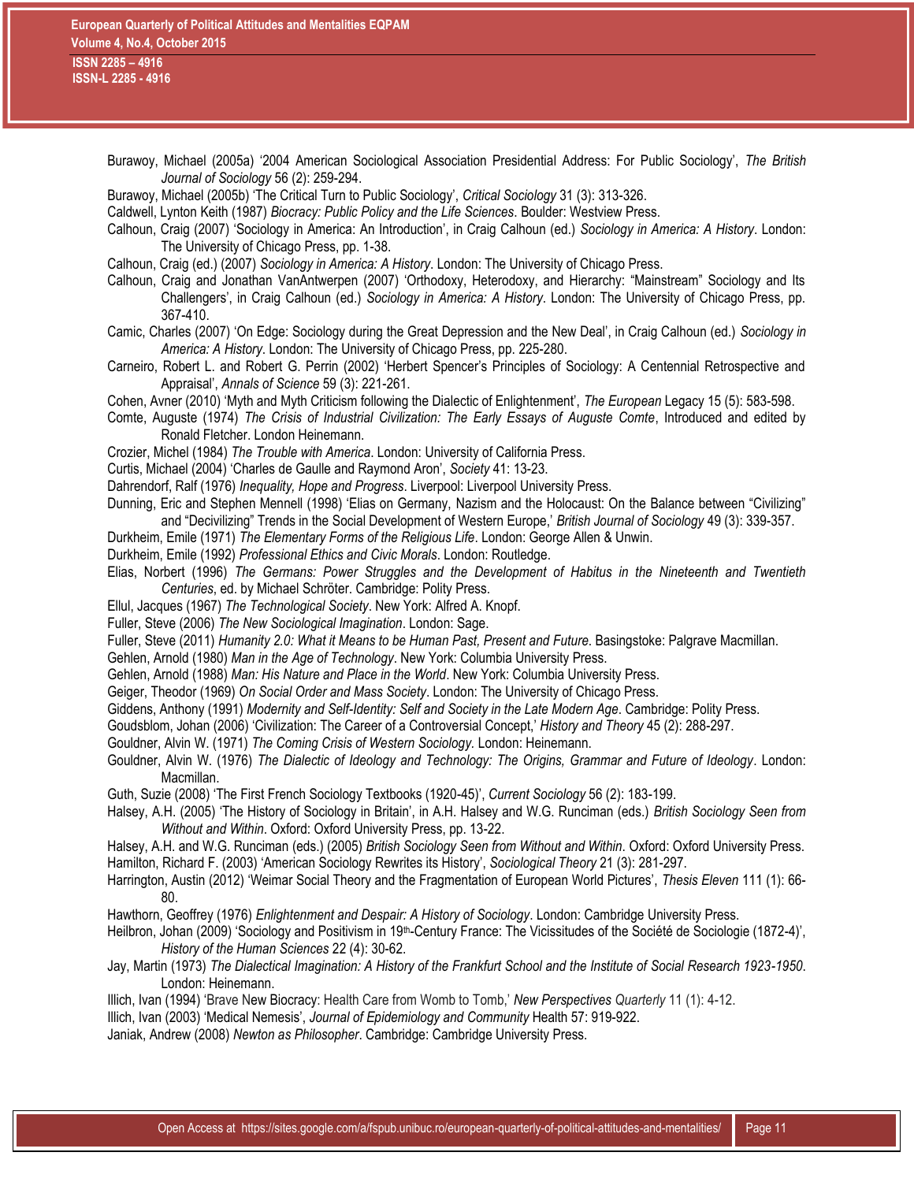Burawoy, Michael (2005a) '2004 American Sociological Association Presidential Address: For Public Sociology', *The British Journal of Sociology* 56 (2): 259-294.

Burawoy, Michael (2005b) 'The Critical Turn to Public Sociology', *Critical Sociology* 31 (3): 313-326.

Caldwell, Lynton Keith (1987) *Biocracy: Public Policy and the Life Sciences*. Boulder: Westview Press.

Calhoun, Craig (2007) 'Sociology in America: An Introduction', in Craig Calhoun (ed.) *Sociology in America: A History*. London: The University of Chicago Press, pp. 1-38.

Calhoun, Craig (ed.) (2007) *Sociology in America: A History*. London: The University of Chicago Press.

Calhoun, Craig and Jonathan VanAntwerpen (2007) 'Orthodoxy, Heterodoxy, and Hierarchy: "Mainstream" Sociology and Its Challengers', in Craig Calhoun (ed.) *Sociology in America: A History*. London: The University of Chicago Press, pp. 367-410.

Camic, Charles (2007) 'On Edge: Sociology during the Great Depression and the New Deal', in Craig Calhoun (ed.) *Sociology in America: A History*. London: The University of Chicago Press, pp. 225-280.

Carneiro, Robert L. and Robert G. Perrin (2002) 'Herbert Spencer's Principles of Sociology: A Centennial Retrospective and Appraisal', *Annals of Science* 59 (3): 221-261.

Cohen, Avner (2010) 'Myth and Myth Criticism following the Dialectic of Enlightenment', *The European* Legacy 15 (5): 583-598.

Comte, Auguste (1974) *The Crisis of Industrial Civilization: The Early Essays of Auguste Comte*, Introduced and edited by Ronald Fletcher. London Heinemann.

Crozier, Michel (1984) *The Trouble with America*. London: University of California Press.

Curtis, Michael (2004) 'Charles de Gaulle and Raymond Aron', *Society* 41: 13-23.

Dahrendorf, Ralf (1976) *Inequality, Hope and Progress*. Liverpool: Liverpool University Press.

Dunning, Eric and Stephen Mennell (1998) 'Elias on Germany, Nazism and the Holocaust: On the Balance between "Civilizing" and "Decivilizing" Trends in the Social Development of Western Europe,' *British Journal of Sociology* 49 (3): 339-357.

Durkheim, Emile (1971) *The Elementary Forms of the Religious Life*. London: George Allen & Unwin.

Durkheim, Emile (1992) *Professional Ethics and Civic Morals*. London: Routledge.

Elias, Norbert (1996) *The Germans: Power Struggles and the Development of Habitus in the Nineteenth and Twentieth Centuries*, ed. by Michael Schröter. Cambridge: Polity Press.

Ellul, Jacques (1967) *The Technological Society*. New York: Alfred A. Knopf.

Fuller, Steve (2006) *The New Sociological Imagination*. London: Sage.

Fuller, Steve (2011) *Humanity 2.0: What it Means to be Human Past, Present and Future*. Basingstoke: Palgrave Macmillan.

Gehlen, Arnold (1980) *Man in the Age of Technology*. New York: Columbia University Press.

Gehlen, Arnold (1988) *Man: His Nature and Place in the World*. New York: Columbia University Press.

Geiger, Theodor (1969) *On Social Order and Mass Society*. London: The University of Chicago Press.

Giddens, Anthony (1991) *Modernity and Self-Identity: Self and Society in the Late Modern Age*. Cambridge: Polity Press.

Goudsblom, Johan (2006) 'Civilization: The Career of a Controversial Concept,' *History and Theory* 45 (2): 288-297.

Gouldner, Alvin W. (1971) *The Coming Crisis of Western Sociology*. London: Heinemann.

Gouldner, Alvin W. (1976) *The Dialectic of Ideology and Technology: The Origins, Grammar and Future of Ideology*. London: Macmillan.

Guth, Suzie (2008) 'The First French Sociology Textbooks (1920-45)', *Current Sociology* 56 (2): 183-199.

Halsey, A.H. (2005) 'The History of Sociology in Britain', in A.H. Halsey and W.G. Runciman (eds.) *British Sociology Seen from Without and Within*. Oxford: Oxford University Press, pp. 13-22.

Halsey, A.H. and W.G. Runciman (eds.) (2005) *British Sociology Seen from Without and Within*. Oxford: Oxford University Press.

Hamilton, Richard F. (2003) 'American Sociology Rewrites its History', *Sociological Theory* 21 (3): 281-297.

Harrington, Austin (2012) 'Weimar Social Theory and the Fragmentation of European World Pictures', *Thesis Eleven* 111 (1): 66-80.

Hawthorn, Geoffrey (1976) *Enlightenment and Despair: A History of Sociology*. London: Cambridge University Press.

Heilbron, Johan (2009) 'Sociology and Positivism in 19th-Century France: The Vicissitudes of the Société de Sociologie (1872-4)', *History of the Human Sciences* 22 (4): 30-62.

Jay, Martin (1973) *The Dialectical Imagination: A History of the Frankfurt School and the Institute of Social Research 1923-1950*. London: Heinemann.

Illich, Ivan (1994) 'Brave New Biocracy: Health Care from Womb to Tomb,' *New Perspectives Quarterly* 11 (1): 4-12.

Illich, Ivan (2003) 'Medical Nemesis', *Journal of Epidemiology and Community* Health 57: 919-922.

Janiak, Andrew (2008) *Newton as Philosopher*. Cambridge: Cambridge University Press.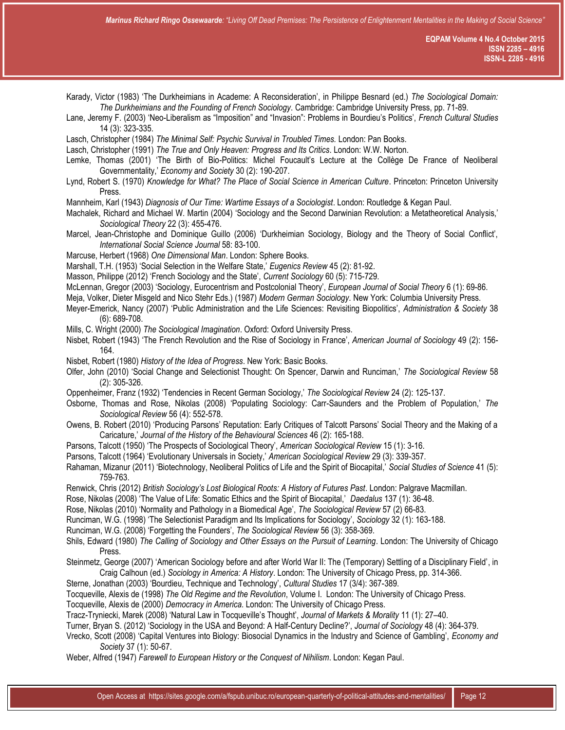Karady, Victor (1983) 'The Durkheimians in Academe: A Reconsideration', in Philippe Besnard (ed.) *The Sociological Domain: The Durkheimians and the Founding of French Sociology*. Cambridge: Cambridge University Press, pp. 71-89.

Lane, Jeremy F. (2003) 'Neo-Liberalism as "Imposition" and "Invasion": Problems in Bourdieu's Politics', *French Cultural Studies* 14 (3): 323-335.

Lasch, Christopher (1984) *The Minimal Self: Psychic Survival in Troubled Times.* London: Pan Books.

Lasch, Christopher (1991) *The True and Only Heaven: Progress and Its Critics*. London: W.W. Norton.

Lemke, Thomas (2001) 'The Birth of Bio-Politics: Michel Foucault's Lecture at the Collège De France of Neoliberal Governmentality,' *Economy and Society* 30 (2): 190-207.

Lynd, Robert S. (1970) *Knowledge for What? The Place of Social Science in American Culture*. Princeton: Princeton University Press.

Mannheim, Karl (1943) *Diagnosis of Our Time: Wartime Essays of a Sociologist*. London: Routledge & Kegan Paul.

Machalek, Richard and Michael W. Martin (2004) 'Sociology and the Second Darwinian Revolution: a Metatheoretical Analysis,' *Sociological Theory* 22 (3): 455-476.

Marcel, Jean-Christophe and Dominique Guillo (2006) 'Durkheimian Sociology, Biology and the Theory of Social Conflict', *International Social Science Journal* 58: 83-100.

Marcuse, Herbert (1968) *One Dimensional Man*. London: Sphere Books.

Marshall, T.H. (1953) 'Social Selection in the Welfare State,' *Eugenics Review* 45 (2): 81-92.

Masson, Philippe (2012) 'French Sociology and the State', *Current Sociology* 60 (5): 715-729.

McLennan, Gregor (2003) 'Sociology, Eurocentrism and Postcolonial Theory', *European Journal of Social Theory* 6 (1): 69-86.

Meja, Volker, Dieter Misgeld and Nico Stehr Eds.) (1987) *Modern German Sociology*. New York: Columbia University Press.

Meyer-Emerick, Nancy (2007) 'Public Administration and the Life Sciences: Revisiting Biopolitics', *Administration & Society* 38 (6): 689-708.

Mills, C. Wright (2000) *The Sociological Imagination*. Oxford: Oxford University Press.

Nisbet, Robert (1943) 'The French Revolution and the Rise of Sociology in France', *American Journal of Sociology* 49 (2): 156-164.

Nisbet, Robert (1980) *History of the Idea of Progress*. New York: Basic Books.

Olfer, John (2010) 'Social Change and Selectionist Thought: On Spencer, Darwin and Runciman,' *The Sociological Review* 58 (2): 305-326.

Oppenheimer, Franz (1932) 'Tendencies in Recent German Sociology,' *The Sociological Review* 24 (2): 125-137.

Osborne, Thomas and Rose, Nikolas (2008) 'Populating Sociology: Carr-Saunders and the Problem of Population,' *The Sociological Review* 56 (4): 552-578.

Owens, B. Robert (2010) 'Producing Parsons' Reputation: Early Critiques of Talcott Parsons' Social Theory and the Making of a Caricature,' *Journal of the History of the Behavioural Sciences* 46 (2): 165-188.

Parsons, Talcott (1950) 'The Prospects of Sociological Theory', *American Sociological Review* 15 (1): 3-16.

Parsons, Talcott (1964) 'Evolutionary Universals in Society,' *American Sociological Review* 29 (3): 339-357.

Rahaman, Mizanur (2011) 'Biotechnology, Neoliberal Politics of Life and the Spirit of Biocapital,' *Social Studies of Science* 41 (5): 759-763.

Renwick, Chris (2012) *British Sociology's Lost Biological Roots: A History of Futures Past*. London: Palgrave Macmillan.

Rose, Nikolas (2008) 'The Value of Life: Somatic Ethics and the Spirit of Biocapital,' *Daedalus* 137 (1): 36-48.

Rose, Nikolas (2010) 'Normality and Pathology in a Biomedical Age', *The Sociological Review* 57 (2) 66-83.

Runciman, W.G. (1998) 'The Selectionist Paradigm and Its Implications for Sociology', *Sociology* 32 (1): 163-188.

Runciman, W.G. (2008) 'Forgetting the Founders', *The Sociological Review* 56 (3): 358-369.

Shils, Edward (1980) *The Calling of Sociology and Other Essays on the Pursuit of Learning*. London: The University of Chicago Press.

Steinmetz, George (2007) 'American Sociology before and after World War II: The (Temporary) Settling of a Disciplinary Field', in Craig Calhoun (ed.) *Sociology in America: A History*. London: The University of Chicago Press, pp. 314-366.

Sterne, Jonathan (2003) 'Bourdieu, Technique and Technology', *Cultural Studies* 17 (3/4): 367-389.

Tocqueville, Alexis de (1998) *The Old Regime and the Revolution*, Volume I. London: The University of Chicago Press.

Tocqueville, Alexis de (2000) *Democracy in America*. London: The University of Chicago Press.

Tracz-Tryniecki, Marek (2008) 'Natural Law in Tocqueville's Thought', *Journal of Markets & Morality* 11 (1): 27–40.

Turner, Bryan S. (2012) 'Sociology in the USA and Beyond: A Half-Century Decline?', *Journal of Sociology* 48 (4): 364-379.

Vrecko, Scott (2008) 'Capital Ventures into Biology: Biosocial Dynamics in the Industry and Science of Gambling', *Economy and Society* 37 (1): 50-67.

Weber, Alfred (1947) *Farewell to European History or the Conquest of Nihilism*. London: Kegan Paul.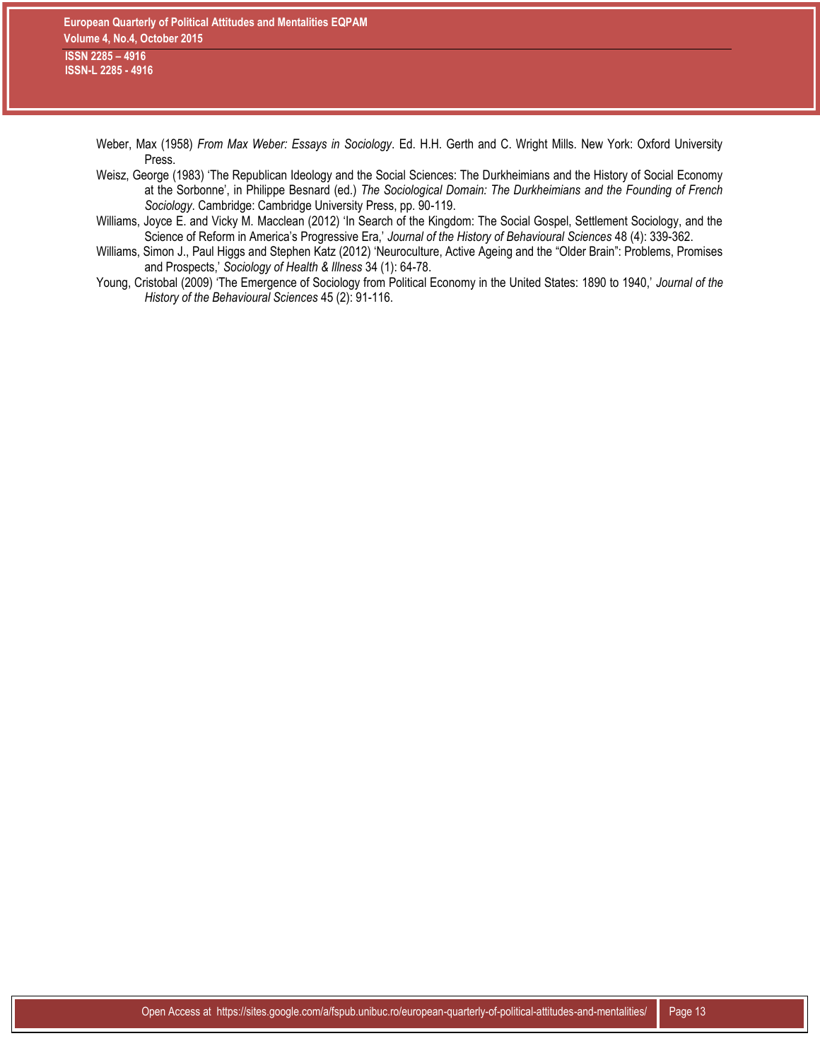Weber, Max (1958) *From Max Weber: Essays in Sociology*. Ed. H.H. Gerth and C. Wright Mills. New York: Oxford University Press.

Weisz, George (1983) 'The Republican Ideology and the Social Sciences: The Durkheimians and the History of Social Economy at the Sorbonne', in Philippe Besnard (ed.) *The Sociological Domain: The Durkheimians and the Founding of French Sociology*. Cambridge: Cambridge University Press, pp. 90-119.

Williams, Joyce E. and Vicky M. Macclean (2012) 'In Search of the Kingdom: The Social Gospel, Settlement Sociology, and the Science of Reform in America's Progressive Era,' *Journal of the History of Behavioural Sciences* 48 (4): 339-362.

Williams, Simon J., Paul Higgs and Stephen Katz (2012) 'Neuroculture, Active Ageing and the "Older Brain": Problems, Promises and Prospects,' *Sociology of Health & Illness* 34 (1): 64-78.

Young, Cristobal (2009) 'The Emergence of Sociology from Political Economy in the United States: 1890 to 1940,' *Journal of the History of the Behavioural Sciences* 45 (2): 91-116.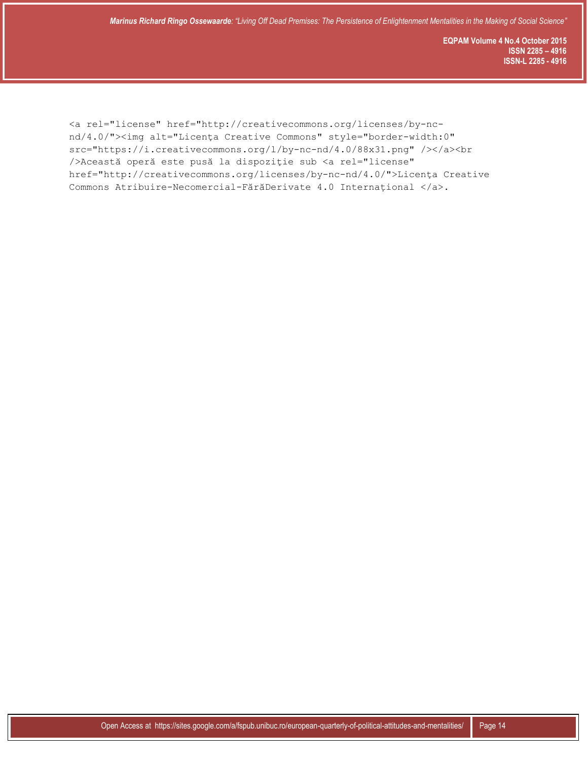```
<a rel="license" href="http://creativecommons.org/licenses/by-nc-nd/4.0/"><img alt="Licenţa Creative Commons" style="border-width:0" src="https://i.creativecommons.org/l/by-nc-nd/4.0/88x31.png" /></a><br />Această operă este pusă la dispoziţie sub <a rel="license" href="http://creativecommons.org/licenses/by-nc-nd/4.0/">Licenţa Creative Commons Atribuire-Necomercial-FărăDerivate 4.0 Internațional </a>.
```